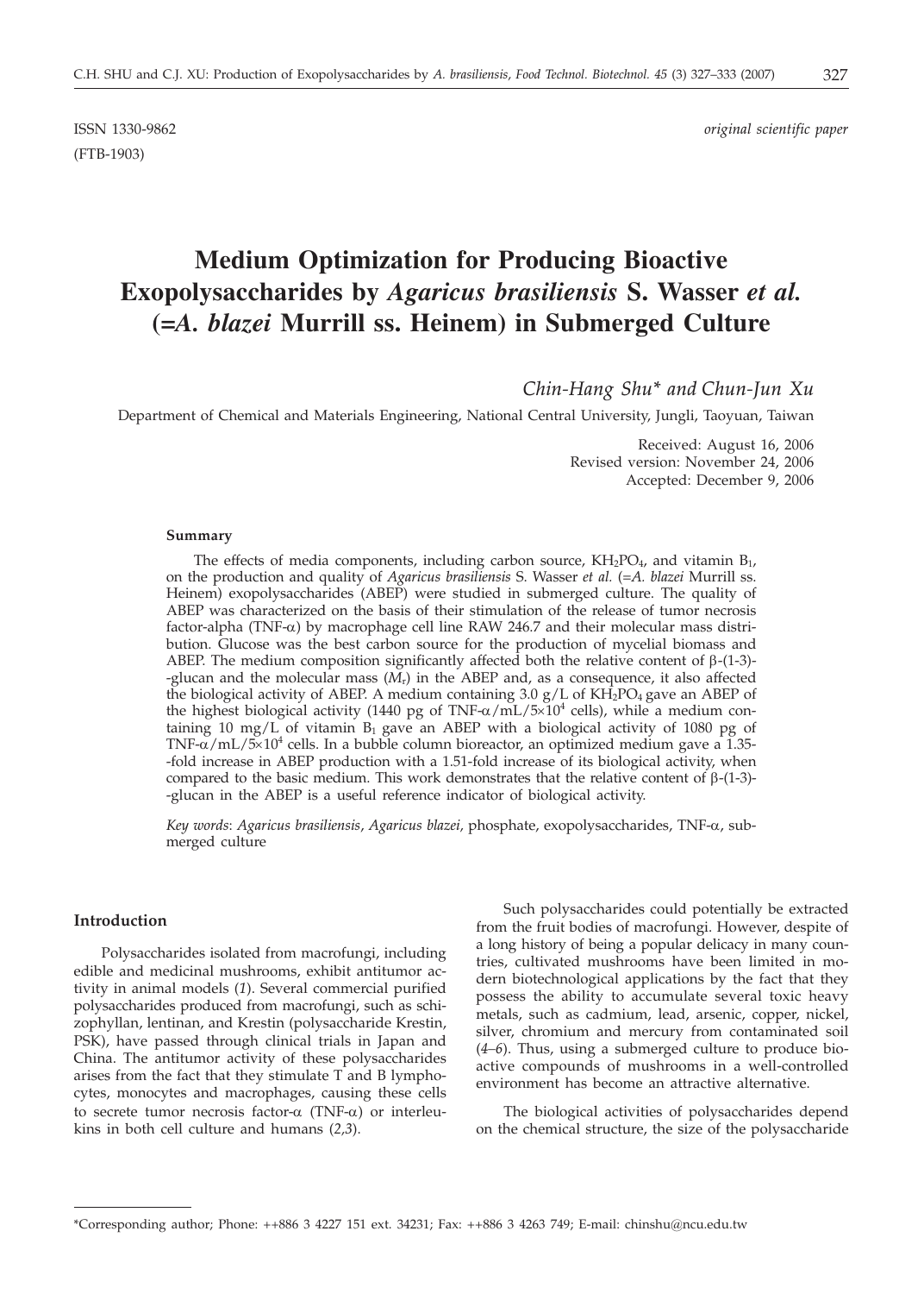ISSN 1330-9862 *original scientific paper*

(FTB-1903)

# Medium Optimization for Producing Bioactive Exopolysaccharides by *Agaricus brasiliensis* S. Wasser *et al.* (=*A. blazei* Murrill ss. Heinem) in Submerged Culture

*Chin-Hang Shu\* and Chun-Jun Xu*

Department of Chemical and Materials Engineering, National Central University, Jungli, Taoyuan, Taiwan

Received: August 16, 2006
Revised version: November 24, 2006
Accepted: December 9, 2006

#### Summary

The effects of media components, including carbon source, $KH_2PO_4$, and vitamin $B_1$, on the production and quality of *Agaricus brasiliensis* S. Wasser *et al.* (=*A. blazei* Murrill ss. Heinem) exopolysaccharides (ABEP) were studied in submerged culture. The quality of ABEP was characterized on the basis of their stimulation of the release of tumor necrosis factor-alpha (TNF-$\alpha$) by macrophage cell line RAW 246.7 and their molecular mass distribution. Glucose was the best carbon source for the production of mycelial biomass and ABEP. The medium composition significantly affected both the relative content of $\beta$-(1-3)-glucan and the molecular mass ($M_r$) in the ABEP and, as a consequence, it also affected the biological activity of ABEP. A medium containing 3.0 g/L of $KH_2PO_4$ gave an ABEP of the highest biological activity (1440 pg of TNF-$\alpha$/mL/$5\times10^4$ cells), while a medium containing 10 mg/L of vitamin $B_1$ gave an ABEP with a biological activity of 1080 pg of TNF-$\alpha$/mL/$5\times10^4$ cells. In a bubble column bioreactor, an optimized medium gave a 1.35-fold increase in ABEP production with a 1.51-fold increase of its biological activity, when compared to the basic medium. This work demonstrates that the relative content of $\beta$-(1-3)-glucan in the ABEP is a useful reference indicator of biological activity.

*Key words*: *Agaricus brasiliensis*, *Agaricus blazei*, phosphate, exopolysaccharides, TNF-$\alpha$, submerged culture

#### Introduction

Polysaccharides isolated from macrofungi, including edible and medicinal mushrooms, exhibit antitumor activity in animal models (*1*). Several commercial purified polysaccharides produced from macrofungi, such as schizophyllan, lentinan, and Krestin (polysaccharide Krestin, PSK), have passed through clinical trials in Japan and China. The antitumor activity of these polysaccharides arises from the fact that they stimulate T and B lymphocytes, monocytes and macrophages, causing these cells to secrete tumor necrosis factor-$\alpha$ (TNF-$\alpha$) or interleukins in both cell culture and humans (*2,3*).

Such polysaccharides could potentially be extracted from the fruit bodies of macrofungi. However, despite of a long history of being a popular delicacy in many countries, cultivated mushrooms have been limited in modern biotechnological applications by the fact that they possess the ability to accumulate several toxic heavy metals, such as cadmium, lead, arsenic, copper, nickel, silver, chromium and mercury from contaminated soil (*4–6*). Thus, using a submerged culture to produce bioactive compounds of mushrooms in a well-controlled environment has become an attractive alternative.

The biological activities of polysaccharides depend on the chemical structure, the size of the polysaccharide

\*Corresponding author; Phone: ++886 3 4227 151 ext. 34231; Fax: ++886 3 4263 749; E-mail: chinshu@ncu.edu.tw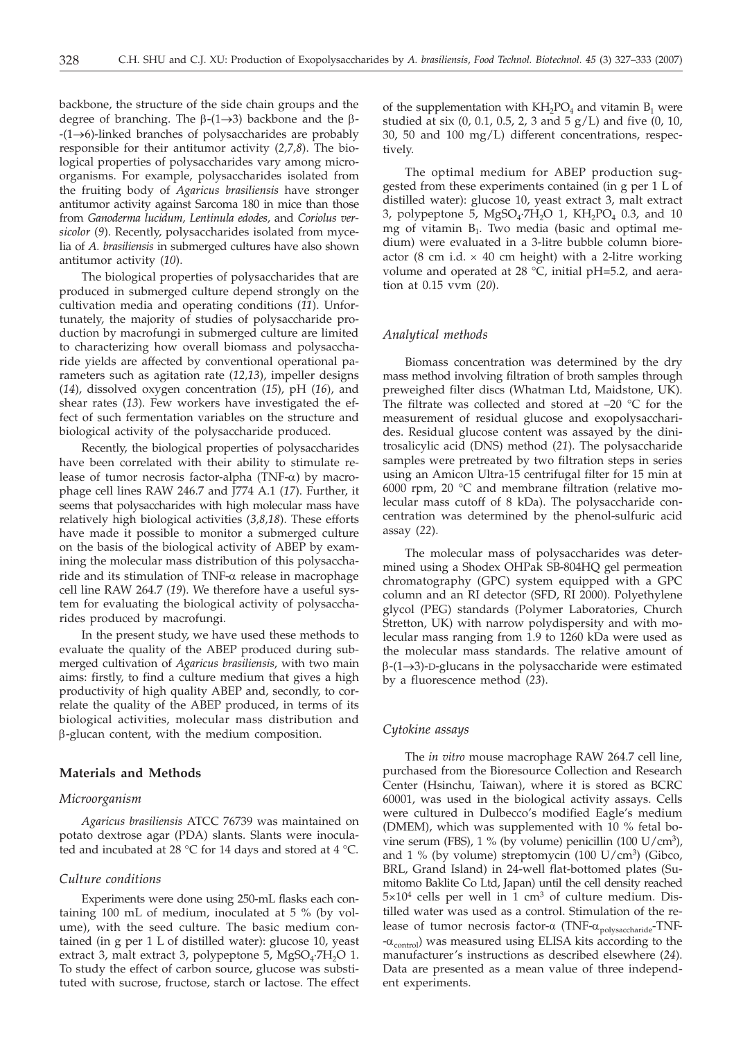backbone, the structure of the side chain groups and the degree of branching. The β-(1→3) backbone and the β-(1→6)-linked branches of polysaccharides are probably responsible for their antitumor activity (*2,7,8*). The biological properties of polysaccharides vary among microorganisms. For example, polysaccharides isolated from the fruiting body of *Agaricus brasiliensis* have stronger antitumor activity against Sarcoma 180 in mice than those from *Ganoderma lucidum*, *Lentinula edodes*, and *Coriolus versicolor* (*9*). Recently, polysaccharides isolated from mycelia of *A. brasiliensis* in submerged cultures have also shown antitumor activity (*10*).

The biological properties of polysaccharides that are produced in submerged culture depend strongly on the cultivation media and operating conditions (*11*). Unfortunately, the majority of studies of polysaccharide production by macrofungi in submerged culture are limited to characterizing how overall biomass and polysaccharide yields are affected by conventional operational parameters such as agitation rate (*12,13*), impeller designs (*14*), dissolved oxygen concentration (*15*), pH (*16*), and shear rates (*13*). Few workers have investigated the effect of such fermentation variables on the structure and biological activity of the polysaccharide produced.

Recently, the biological properties of polysaccharides have been correlated with their ability to stimulate release of tumor necrosis factor-alpha (TNF-α) by macrophage cell lines RAW 246.7 and J774 A.1 (*17*). Further, it seems that polysaccharides with high molecular mass have relatively high biological activities (*3,8,18*). These efforts have made it possible to monitor a submerged culture on the basis of the biological activity of ABEP by examining the molecular mass distribution of this polysaccharide and its stimulation of TNF-α release in macrophage cell line RAW 264.7 (*19*). We therefore have a useful system for evaluating the biological activity of polysaccharides produced by macrofungi.

In the present study, we have used these methods to evaluate the quality of the ABEP produced during submerged cultivation of *Agaricus brasiliensis*, with two main aims: firstly, to find a culture medium that gives a high productivity of high quality ABEP and, secondly, to correlate the quality of the ABEP produced, in terms of its biological activities, molecular mass distribution and β-glucan content, with the medium composition.

## Materials and Methods

### *Microorganism*

*Agaricus brasiliensis* ATCC 76739 was maintained on potato dextrose agar (PDA) slants. Slants were inoculated and incubated at 28 °C for 14 days and stored at 4 °C.

### *Culture conditions*

Experiments were done using 250-mL flasks each containing 100 mL of medium, inoculated at 5 % (by volume), with the seed culture. The basic medium contained (in g per 1 L of distilled water): glucose 10, yeast extract 3, malt extract 3, polypeptone 5, $MgSO_4 \cdot 7H_2O$ 1. To study the effect of carbon source, glucose was substituted with sucrose, fructose, starch or lactose. The effect of the supplementation with $KH_2PO_4$ and vitamin $B_1$ were studied at six (0, 0.1, 0.5, 2, 3 and 5 g/L) and five (0, 10, 30, 50 and 100 mg/L) different concentrations, respectively.

The optimal medium for ABEP production suggested from these experiments contained (in g per 1 L of distilled water): glucose 10, yeast extract 3, malt extract 3, polypeptone 5, $MgSO_4 \cdot 7H_2O$ 1, $KH_2PO_4$ 0.3, and 10 mg of vitamin $B_1$. Two media (basic and optimal medium) were evaluated in a 3-litre bubble column bioreactor (8 cm i.d. × 40 cm height) with a 2-litre working volume and operated at 28 °C, initial pH=5.2, and aeration at 0.15 vvm (*20*).

### *Analytical methods*

Biomass concentration was determined by the dry mass method involving filtration of broth samples through preweighed filter discs (Whatman Ltd, Maidstone, UK). The filtrate was collected and stored at –20 °C for the measurement of residual glucose and exopolysaccharides. Residual glucose content was assayed by the dinitrosalicylic acid (DNS) method (*21*). The polysaccharide samples were pretreated by two filtration steps in series using an Amicon Ultra-15 centrifugal filter for 15 min at 6000 rpm, 20 °C and membrane filtration (relative molecular mass cutoff of 8 kDa). The polysaccharide concentration was determined by the phenol-sulfuric acid assay (*22*).

The molecular mass of polysaccharides was determined using a Shodex OHPak SB-804HQ gel permeation chromatography (GPC) system equipped with a GPC column and an RI detector (SFD, RI 2000). Polyethylene glycol (PEG) standards (Polymer Laboratories, Church Stretton, UK) with narrow polydispersity and with molecular mass ranging from 1.9 to 1260 kDa were used as the molecular mass standards. The relative amount of β-(1→3)-D-glucans in the polysaccharide were estimated by a fluorescence method (*23*).

### *Cytokine assays*

The *in vitro* mouse macrophage RAW 264.7 cell line, purchased from the Bioresource Collection and Research Center (Hsinchu, Taiwan), where it is stored as BCRC 60001, was used in the biological activity assays. Cells were cultured in Dulbecco's modified Eagle's medium (DMEM), which was supplemented with 10 % fetal bovine serum (FBS), 1 % (by volume) penicillin (100 U/cm$^3$), and 1 % (by volume) streptomycin (100 U/cm$^3$) (Gibco, BRL, Grand Island) in 24-well flat-bottomed plates (Sumitomo Baklite Co Ltd, Japan) until the cell density reached $5 \times 10^4$ cells per well in 1 cm$^3$ of culture medium. Distilled water was used as a control. Stimulation of the release of tumor necrosis factor-α ($TNF\text{-}\alpha_{polysaccharide} - TNF\text{-}\alpha_{control}$) was measured using ELISA kits according to the manufacturer's instructions as described elsewhere (*24*). Data are presented as a mean value of three independent experiments.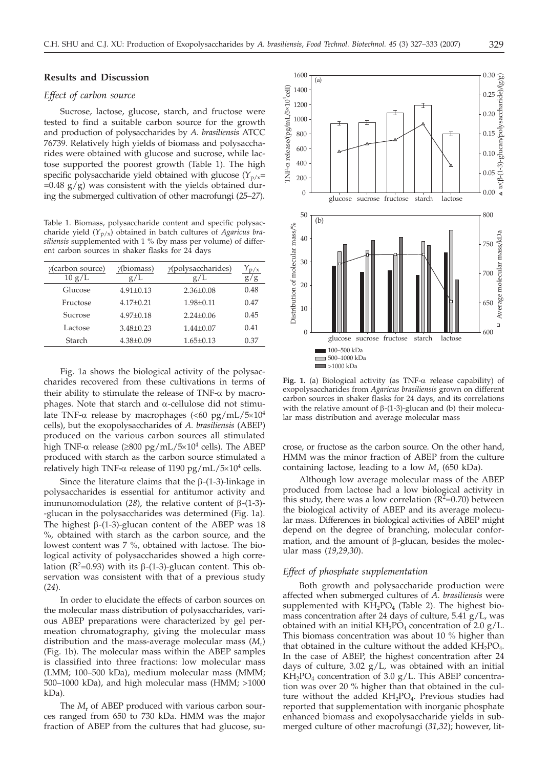## Results and Discussion

### *Effect of carbon source*

Sucrose, lactose, glucose, starch, and fructose were tested to find a suitable carbon source for the growth and production of polysaccharides by *A. brasiliensis* ATCC 76739. Relatively high yields of biomass and polysaccharides were obtained with glucose and sucrose, while lactose supported the poorest growth (Table 1). The high specific polysaccharide yield obtained with glucose ($Y_{p/x}$= =0.48 g/g) was consistent with the yields obtained during the submerged cultivation of other macrofungi (*25–27*).

Table 1. Biomass, polysaccharide content and specific polysaccharide yield ($Y_{p/x}$) obtained in batch cultures of *Agaricus brasiliensis* supplemented with 1 % (by mass per volume) of different carbon sources in shaker flasks for 24 days

| γ(carbon source) / 10 g/L | γ(biomass) / g/L | γ(polysaccharides) / g/L | $Y_{p/x}$ / g/g |
|---|---|---|---|
| Glucose | 4.91±0.13 | 2.36±0.08 | 0.48 |
| Fructose | 4.17±0.21 | 1.98±0.11 | 0.47 |
| Sucrose | 4.97±0.18 | 2.24±0.06 | 0.45 |
| Lactose | 3.48±0.23 | 1.44±0.07 | 0.41 |
| Starch | 4.38±0.09 | 1.65±0.13 | 0.37 |

Fig. 1a shows the biological activity of the polysaccharides recovered from these cultivations in terms of their ability to stimulate the release of TNF-α by macrophages. Note that starch and α-cellulose did not stimulate TNF-α release by macrophages (<60 pg/mL/5×10[4] cells), but the exopolysaccharides of *A. brasiliensis* (ABEP) produced on the various carbon sources all stimulated high TNF-α release (≥800 pg/mL/5×10[4] cells). The ABEP produced with starch as the carbon source stimulated a relatively high TNF-α release of 1190 pg/mL/5×10[4] cells.

Since the literature claims that the β-(1-3)-linkage in polysaccharides is essential for antitumor activity and immunomodulation (*28*), the relative content of β-(1-3)-glucan in the polysaccharides was determined (Fig. 1a). The highest β-(1-3)-glucan content of the ABEP was 18 %, obtained with starch as the carbon source, and the lowest content was 7 %, obtained with lactose. The biological activity of polysaccharides showed a high correlation ($R^2$=0.93) with its β-(1-3)-glucan content. This observation was consistent with that of a previous study (*24*).

In order to elucidate the effects of carbon sources on the molecular mass distribution of polysaccharides, various ABEP preparations were characterized by gel permeation chromatography, giving the molecular mass distribution and the mass-average molecular mass ($M_r$) (Fig. 1b). The molecular mass within the ABEP samples is classified into three fractions: low molecular mass (LMM; 100–500 kDa), medium molecular mass (MMM; 500–1000 kDa), and high molecular mass (HMM; >1000 kDa).

The $M_r$ of ABEP produced with various carbon sources ranged from 650 to 730 kDa. HMM was the major fraction of ABEP from the cultures that had glucose, sucrose, or fructose as the carbon source. On the other hand, HMM was the minor fraction of ABEP from the culture containing lactose, leading to a low $M_r$ (650 kDa).

**Fig. 1.** (a) Biological activity (as TNF-α release capability) of exopolysaccharides from *Agaricus brasiliensis* grown on different carbon sources in shaker flasks for 24 days, and its correlations with the relative amount of β-(1-3)-glucan and (b) their molecular mass distribution and average molecular mass

Although low average molecular mass of the ABEP produced from lactose had a low biological activity in this study, there was a low correlation ($R^2$=0.70) between the biological activity of ABEP and its average molecular mass. Differences in biological activities of ABEP might depend on the degree of branching, molecular conformation, and the amount of β-glucan, besides the molecular mass (*19,29,30*).

### *Effect of phosphate supplementation*

Both growth and polysaccharide production were affected when submerged cultures of *A. brasiliensis* were supplemented with $KH_2PO_4$ (Table 2). The highest biomass concentration after 24 days of culture, 5.41 g/L, was obtained with an initial $KH_2PO_4$ concentration of 2.0 g/L. This biomass concentration was about 10 % higher than that obtained in the culture without the added $KH_2PO_4$. In the case of ABEP, the highest concentration after 24 days of culture, 3.02 g/L, was obtained with an initial $KH_2PO_4$ concentration of 3.0 g/L. This ABEP concentration was over 20 % higher than that obtained in the culture without the added $KH_2PO_4$. Previous studies had reported that supplementation with inorganic phosphate enhanced biomass and exopolysaccharide yields in submerged culture of other macrofungi (*31,32*); however, lit-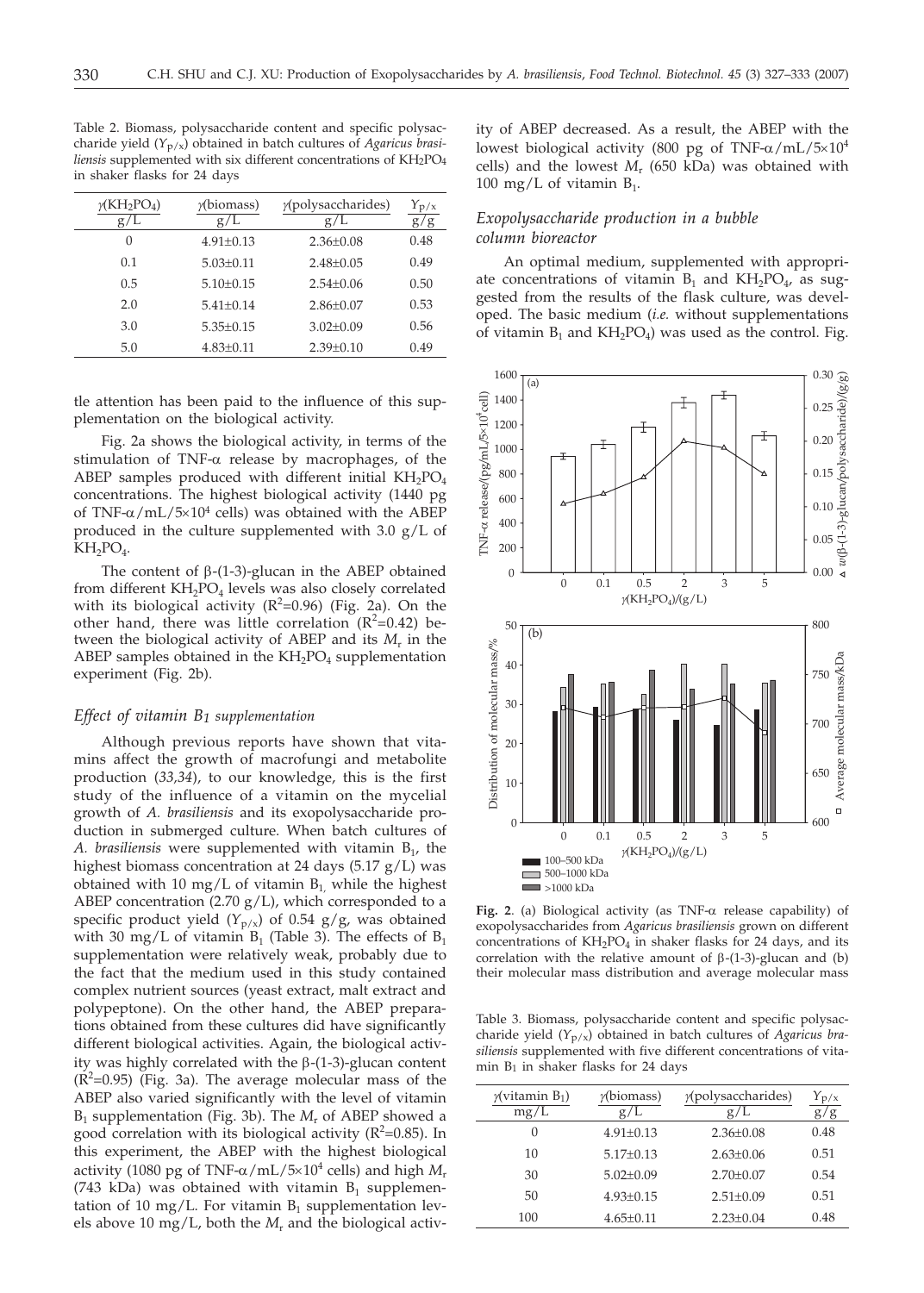Table 2. Biomass, polysaccharide content and specific polysaccharide yield ($Y_{P/x}$) obtained in batch cultures of *Agaricus brasiliensis* supplemented with six different concentrations of $KH_2PO_4$ in shaker flasks for 24 days

| $\gamma(KH_2PO_4)$ / g/L | $\gamma$(biomass) / g/L | $\gamma$(polysaccharides) / g/L | $Y_{P/x}$ / g/g |
|---|---|---|---|
| 0 | 4.91±0.13 | 2.36±0.08 | 0.48 |
| 0.1 | 5.03±0.11 | 2.48±0.05 | 0.49 |
| 0.5 | 5.10±0.15 | 2.54±0.06 | 0.50 |
| 2.0 | 5.41±0.14 | 2.86±0.07 | 0.53 |
| 3.0 | 5.35±0.15 | 3.02±0.09 | 0.56 |
| 5.0 | 4.83±0.11 | 2.39±0.10 | 0.49 |

tle attention has been paid to the influence of this supplementation on the biological activity.

Fig. 2a shows the biological activity, in terms of the stimulation of TNF-α release by macrophages, of the ABEP samples produced with different initial $KH_2PO_4$ concentrations. The highest biological activity (1440 pg of TNF-α/mL/5×10[4] cells) was obtained with the ABEP produced in the culture supplemented with 3.0 g/L of $KH_2PO_4$.

The content of β-(1-3)-glucan in the ABEP obtained from different $KH_2PO_4$ levels was also closely correlated with its biological activity ($R^2$=0.96) (Fig. 2a). On the other hand, there was little correlation ($R^2$=0.42) between the biological activity of ABEP and its $M_r$ in the ABEP samples obtained in the $KH_2PO_4$ supplementation experiment (Fig. 2b).

### *Effect of vitamin $B_1$ supplementation*

Although previous reports have shown that vitamins affect the growth of macrofungi and metabolite production (*33,34*), to our knowledge, this is the first study of the influence of a vitamin on the mycelial growth of *A. brasiliensis* and its exopolysaccharide production in submerged culture. When batch cultures of *A. brasiliensis* were supplemented with vitamin $B_1$, the highest biomass concentration at 24 days (5.17 g/L) was obtained with 10 mg/L of vitamin $B_1$, while the highest ABEP concentration (2.70 g/L), which corresponded to a specific product yield ($Y_{P/x}$) of 0.54 g/g, was obtained with 30 mg/L of vitamin $B_1$ (Table 3). The effects of $B_1$ supplementation were relatively weak, probably due to the fact that the medium used in this study contained complex nutrient sources (yeast extract, malt extract and polypeptone). On the other hand, the ABEP preparations obtained from these cultures did have significantly different biological activities. Again, the biological activity was highly correlated with the β-(1-3)-glucan content ($R^2$=0.95) (Fig. 3a). The average molecular mass of the ABEP also varied significantly with the level of vitamin $B_1$ supplementation (Fig. 3b). The $M_r$ of ABEP showed a good correlation with its biological activity ($R^2$=0.85). In this experiment, the ABEP with the highest biological activity (1080 pg of TNF-α/mL/5×10[4] cells) and high $M_r$ (743 kDa) was obtained with vitamin $B_1$ supplementation of 10 mg/L. For vitamin $B_1$ supplementation levels above 10 mg/L, both the $M_r$ and the biological activity of ABEP decreased. As a result, the ABEP with the lowest biological activity (800 pg of TNF-α/mL/5×10[4] cells) and the lowest $M_r$ (650 kDa) was obtained with 100 mg/L of vitamin $B_1$.

### *Exopolysaccharide production in a bubble column bioreactor*

An optimal medium, supplemented with appropriate concentrations of vitamin $B_1$ and $KH_2PO_4$, as suggested from the results of the flask culture, was developed. The basic medium (*i.e.* without supplementations of vitamin $B_1$ and $KH_2PO_4$) was used as the control. Fig.

**Fig. 2**. (a) Biological activity (as TNF-α release capability) of exopolysaccharides from *Agaricus brasiliensis* grown on different concentrations of $KH_2PO_4$ in shaker flasks for 24 days, and its correlation with the relative amount of β-(1-3)-glucan and (b) their molecular mass distribution and average molecular mass

Table 3. Biomass, polysaccharide content and specific polysaccharide yield ($Y_{P/x}$) obtained in batch cultures of *Agaricus brasiliensis* supplemented with five different concentrations of vitamin $B_1$ in shaker flasks for 24 days

| $\gamma$(vitamin $B_1$) / mg/L | $\gamma$(biomass) / g/L | $\gamma$(polysaccharides) / g/L | $Y_{P/x}$ / g/g |
|---|---|---|---|
| 0 | 4.91±0.13 | 2.36±0.08 | 0.48 |
| 10 | 5.17±0.13 | 2.63±0.06 | 0.51 |
| 30 | 5.02±0.09 | 2.70±0.07 | 0.54 |
| 50 | 4.93±0.15 | 2.51±0.09 | 0.51 |
| 100 | 4.65±0.11 | 2.23±0.04 | 0.48 |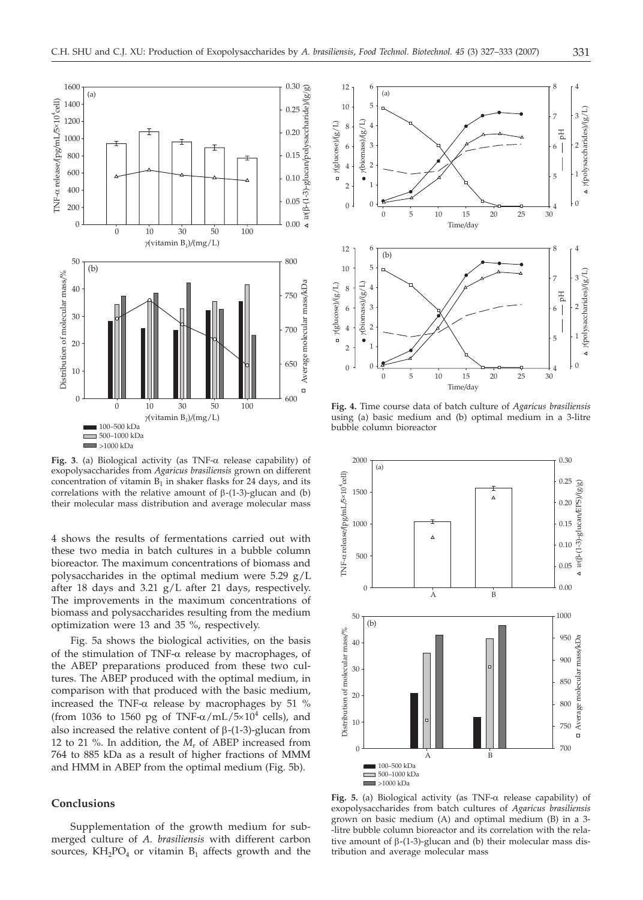**Fig. 3**. (a) Biological activity (as TNF-α release capability) of exopolysaccharides from *Agaricus brasiliensis* grown on different concentration of vitamin $B_1$ in shaker flasks for 24 days, and its correlations with the relative amount of β-(1-3)-glucan and (b) their molecular mass distribution and average molecular mass

**Fig. 4.** Time course data of batch culture of *Agaricus brasiliensis* using (a) basic medium and (b) optimal medium in a 3-litre bubble column bioreactor

4 shows the results of fermentations carried out with these two media in batch cultures in a bubble column bioreactor. The maximum concentrations of biomass and polysaccharides in the optimal medium were 5.29 g/L after 18 days and 3.21 g/L after 21 days, respectively. The improvements in the maximum concentrations of biomass and polysaccharides resulting from the medium optimization were 13 and 35 %, respectively.

Fig. 5a shows the biological activities, on the basis of the stimulation of TNF-α release by macrophages, of the ABEP preparations produced from these two cultures. The ABEP produced with the optimal medium, in comparison with that produced with the basic medium, increased the TNF-α release by macrophages by 51 % (from 1036 to 1560 pg of TNF-α/mL/$5\times10^4$ cells), and also increased the relative content of β-(1-3)-glucan from 12 to 21 %. In addition, the $M_r$ of ABEP increased from 764 to 885 kDa as a result of higher fractions of MMM and HMM in ABEP from the optimal medium (Fig. 5b).

**Fig. 5.** (a) Biological activity (as TNF-α release capability) of exopolysaccharides from batch cultures of *Agaricus brasiliensis* grown on basic medium (A) and optimal medium (B) in a 3-litre bubble column bioreactor and its correlation with the relative amount of β-(1-3)-glucan and (b) their molecular mass distribution and average molecular mass

## Conclusions

Supplementation of the growth medium for submerged culture of *A. brasiliensis* with different carbon sources, $KH_2PO_4$ or vitamin $B_1$ affects growth and the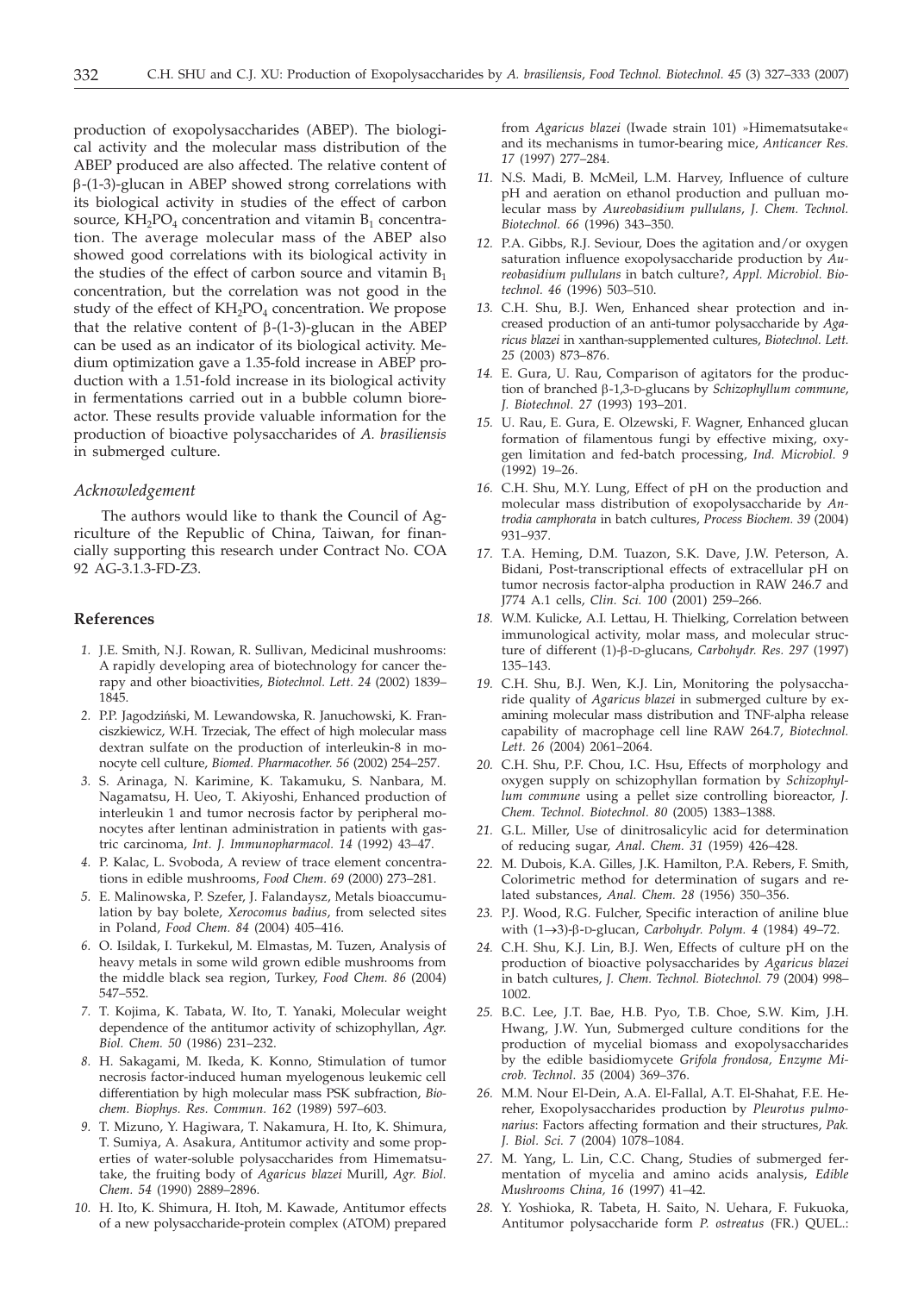production of exopolysaccharides (ABEP). The biological activity and the molecular mass distribution of the ABEP produced are also affected. The relative content of β-(1-3)-glucan in ABEP showed strong correlations with its biological activity in studies of the effect of carbon source, $KH_2PO_4$ concentration and vitamin $B_1$ concentration. The average molecular mass of the ABEP also showed good correlations with its biological activity in the studies of the effect of carbon source and vitamin $B_1$ concentration, but the correlation was not good in the study of the effect of $KH_2PO_4$ concentration. We propose that the relative content of β-(1-3)-glucan in the ABEP can be used as an indicator of its biological activity. Medium optimization gave a 1.35-fold increase in ABEP production with a 1.51-fold increase in its biological activity in fermentations carried out in a bubble column bioreactor. These results provide valuable information for the production of bioactive polysaccharides of *A. brasiliensis* in submerged culture.

## *Acknowledgement*

The authors would like to thank the Council of Agriculture of the Republic of China, Taiwan, for financially supporting this research under Contract No. COA 92 AG-3.1.3-FD-Z3.

## References

1. J.E. Smith, N.J. Rowan, R. Sullivan, Medicinal mushrooms: A rapidly developing area of biotechnology for cancer therapy and other bioactivities, *Biotechnol. Lett. 24* (2002) 1839–1845.
2. P.P. Jagodziński, M. Lewandowska, R. Januchowski, K. Franciszkiewicz, W.H. Trzeciak, The effect of high molecular mass dextran sulfate on the production of interleukin-8 in monocyte cell culture, *Biomed. Pharmacother. 56* (2002) 254–257.
3. S. Arinaga, N. Karimine, K. Takamuku, S. Nanbara, M. Nagamatsu, H. Ueo, T. Akiyoshi, Enhanced production of interleukin 1 and tumor necrosis factor by peripheral monocytes after lentinan administration in patients with gastric carcinoma, *Int. J. Immunopharmacol. 14* (1992) 43–47.
4. P. Kalac, L. Svoboda, A review of trace element concentrations in edible mushrooms, *Food Chem. 69* (2000) 273–281.
5. E. Malinowska, P. Szefer, J. Falandaysz, Metals bioaccumulation by bay bolete, *Xerocomus badius*, from selected sites in Poland, *Food Chem. 84* (2004) 405–416.
6. O. Isildak, I. Turkekul, M. Elmastas, M. Tuzen, Analysis of heavy metals in some wild grown edible mushrooms from the middle black sea region, Turkey, *Food Chem. 86* (2004) 547–552.
7. T. Kojima, K. Tabata, W. Ito, T. Yanaki, Molecular weight dependence of the antitumor activity of schizophyllan, *Agr. Biol. Chem. 50* (1986) 231–232.
8. H. Sakagami, M. Ikeda, K. Konno, Stimulation of tumor necrosis factor-induced human myelogenous leukemic cell differentiation by high molecular mass PSK subfraction, *Biochem. Biophys. Res. Commun. 162* (1989) 597–603.
9. T. Mizuno, Y. Hagiwara, T. Nakamura, H. Ito, K. Shimura, T. Sumiya, A. Asakura, Antitumor activity and some properties of water-soluble polysaccharides from Himematsutake, the fruiting body of *Agaricus blazei* Murill, *Agr. Biol. Chem. 54* (1990) 2889–2896.
10. H. Ito, K. Shimura, H. Itoh, M. Kawade, Antitumor effects of a new polysaccharide-protein complex (ATOM) prepared from *Agaricus blazei* (Iwade strain 101) »Himematsutake« and its mechanisms in tumor-bearing mice, *Anticancer Res. 17* (1997) 277–284.
11. N.S. Madi, B. McMeil, L.M. Harvey, Influence of culture pH and aeration on ethanol production and pulluan molecular mass by *Aureobasidium pullulans*, *J. Chem. Technol. Biotechnol. 66* (1996) 343–350.
12. P.A. Gibbs, R.J. Seviour, Does the agitation and/or oxygen saturation influence exopolysaccharide production by *Aureobasidium pullulans* in batch culture?, *Appl. Microbiol. Biotechnol. 46* (1996) 503–510.
13. C.H. Shu, B.J. Wen, Enhanced shear protection and increased production of an anti-tumor polysaccharide by *Agaricus blazei* in xanthan-supplemented cultures, *Biotechnol. Lett. 25* (2003) 873–876.
14. E. Gura, U. Rau, Comparison of agitators for the production of branched β-1,3-D-glucans by *Schizophyllum commune*, *J. Biotechnol. 27* (1993) 193–201.
15. U. Rau, E. Gura, E. Olzewski, F. Wagner, Enhanced glucan formation of filamentous fungi by effective mixing, oxygen limitation and fed-batch processing, *Ind. Microbiol. 9* (1992) 19–26.
16. C.H. Shu, M.Y. Lung, Effect of pH on the production and molecular mass distribution of exopolysaccharide by *Antrodia camphorata* in batch cultures, *Process Biochem. 39* (2004) 931–937.
17. T.A. Heming, D.M. Tuazon, S.K. Dave, J.W. Peterson, A. Bidani, Post-transcriptional effects of extracellular pH on tumor necrosis factor-alpha production in RAW 246.7 and J774 A.1 cells, *Clin. Sci. 100* (2001) 259–266.
18. W.M. Kulicke, A.I. Lettau, H. Thielking, Correlation between immunological activity, molar mass, and molecular structure of different (1)-β-D-glucans, *Carbohydr. Res. 297* (1997) 135–143.
19. C.H. Shu, B.J. Wen, K.J. Lin, Monitoring the polysaccharide quality of *Agaricus blazei* in submerged culture by examining molecular mass distribution and TNF-alpha release capability of macrophage cell line RAW 264.7, *Biotechnol. Lett. 26* (2004) 2061–2064.
20. C.H. Shu, P.F. Chou, I.C. Hsu, Effects of morphology and oxygen supply on schizophyllan formation by *Schizophyllum commune* using a pellet size controlling bioreactor, *J. Chem. Technol. Biotechnol. 80* (2005) 1383–1388.
21. G.L. Miller, Use of dinitrosalicylic acid for determination of reducing sugar, *Anal. Chem. 31* (1959) 426–428.
22. M. Dubois, K.A. Gilles, J.K. Hamilton, P.A. Rebers, F. Smith, Colorimetric method for determination of sugars and related substances, *Anal. Chem. 28* (1956) 350–356.
23. P.J. Wood, R.G. Fulcher, Specific interaction of aniline blue with (1→3)-β-D-glucan, *Carbohydr. Polym. 4* (1984) 49–72.
24. C.H. Shu, K.J. Lin, B.J. Wen, Effects of culture pH on the production of bioactive polysaccharides by *Agaricus blazei* in batch cultures, *J. Chem. Technol. Biotechnol. 79* (2004) 998–1002.
25. B.C. Lee, J.T. Bae, H.B. Pyo, T.B. Choe, S.W. Kim, J.H. Hwang, J.W. Yun, Submerged culture conditions for the production of mycelial biomass and exopolysaccharides by the edible basidiomycete *Grifola frondosa*, *Enzyme Microb. Technol. 35* (2004) 369–376.
26. M.M. Nour El-Dein, A.A. El-Fallal, A.T. El-Shahat, F.E. Hereher, Exopolysaccharides production by *Pleurotus pulmonarius*: Factors affecting formation and their structures, *Pak. J. Biol. Sci. 7* (2004) 1078–1084.
27. M. Yang, L. Lin, C.C. Chang, Studies of submerged fermentation of mycelia and amino acids analysis, *Edible Mushrooms China, 16* (1997) 41–42.
28. Y. Yoshioka, R. Tabeta, H. Saito, N. Uehara, F. Fukuoka, Antitumor polysaccharide form *P. ostreatus* (FR.) QUEL.: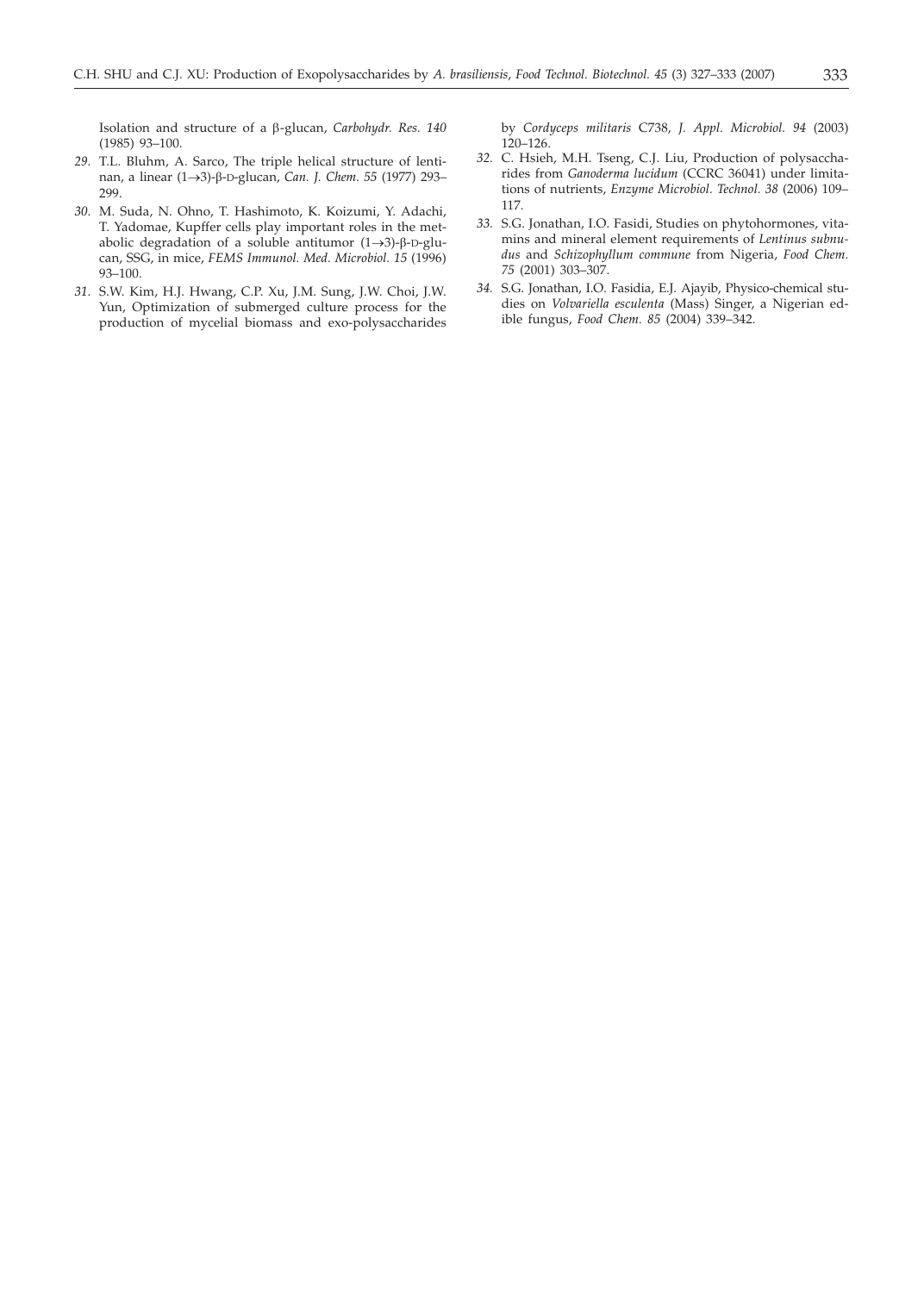Isolation and structure of a β-glucan, *Carbohydr. Res. 140* (1985) 93–100.

*29.* T.L. Bluhm, A. Sarco, The triple helical structure of lentinan, a linear (1→3)-β-D-glucan, *Can. J. Chem. 55* (1977) 293–299.

*30.* M. Suda, N. Ohno, T. Hashimoto, K. Koizumi, Y. Adachi, T. Yadomae, Kupffer cells play important roles in the metabolic degradation of a soluble antitumor (1→3)-β-D-glucan, SSG, in mice, *FEMS Immunol. Med. Microbiol. 15* (1996) 93–100.

*31.* S.W. Kim, H.J. Hwang, C.P. Xu, J.M. Sung, J.W. Choi, J.W. Yun, Optimization of submerged culture process for the production of mycelial biomass and exo-polysaccharides by *Cordyceps militaris* C738, *J. Appl. Microbiol. 94* (2003) 120–126.

*32.* C. Hsieh, M.H. Tseng, C.J. Liu, Production of polysaccharides from *Ganoderma lucidum* (CCRC 36041) under limitations of nutrients, *Enzyme Microbiol. Technol. 38* (2006) 109–117.

*33.* S.G. Jonathan, I.O. Fasidi, Studies on phytohormones, vitamins and mineral element requirements of *Lentinus subnudus* and *Schizophyllum commune* from Nigeria, *Food Chem. 75* (2001) 303–307.

*34.* S.G. Jonathan, I.O. Fasidia, E.J. Ajayib, Physico-chemical studies on *Volvariella esculenta* (Mass) Singer, a Nigerian edible fungus, *Food Chem. 85* (2004) 339–342.